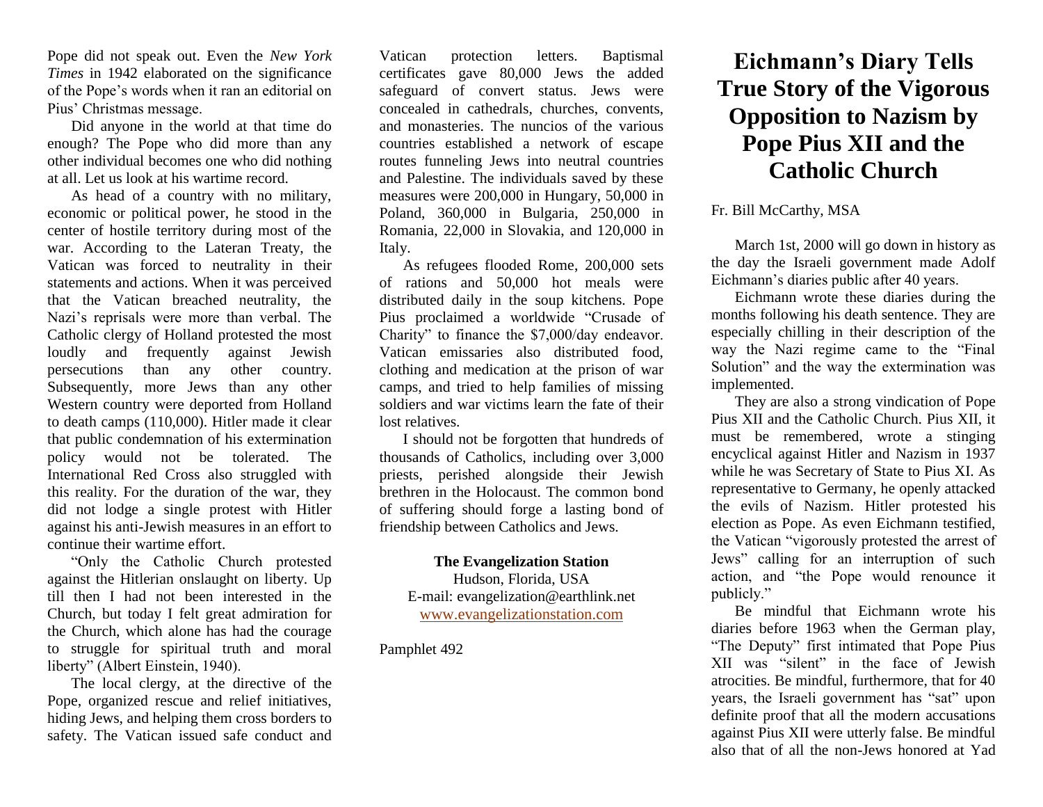Pope did not speak out. Even the *New York Times* in 1942 elaborated on the significance of the Pope's words when it ran an editorial on Pius' Christmas message.

Did anyone in the world at that time do enough? The Pope who did more than any other individual becomes one who did nothing at all. Let us look at his wartime record.

As head of a country with no military, economic or political power, he stood in the center of hostile territory during most of the war. According to the Lateran Treaty, the Vatican was forced to neutrality in their statements and actions. When it was perceived that the Vatican breached neutrality, the Nazi's reprisals were more than verbal. The Catholic clergy of Holland protested the most loudly and frequently against Jewish persecutions than any other country. Subsequently, more Jews than any other Western country were deported from Holland to death camps (110,000). Hitler made it clear that public condemnation of his extermination policy would not be tolerated. The International Red Cross also struggled with this reality. For the duration of the war, they did not lodge a single protest with Hitler against his anti-Jewish measures in an effort to continue their wartime effort.

"Only the Catholic Church protested against the Hitlerian onslaught on liberty. Up till then I had not been interested in the Church, but today I felt great admiration for the Church, which alone has had the courage to struggle for spiritual truth and moral liberty" (Albert Einstein, 1940).

The local clergy, at the directive of the Pope, organized rescue and relief initiatives, hiding Jews, and helping them cross borders to safety. The Vatican issued safe conduct and Vatican protection letters. Baptismal certificates gave 80,000 Jews the added safeguard of convert status. Jews were concealed in cathedrals, churches, convents, and monasteries. The nuncios of the various countries established a network of escape routes funneling Jews into neutral countries and Palestine. The individuals saved by these measures were 200,000 in Hungary, 50,000 in Poland, 360,000 in Bulgaria, 250,000 in Romania, 22,000 in Slovakia, and 120,000 in Italy.

As refugees flooded Rome, 200,000 sets of rations and 50,000 hot meals were distributed daily in the soup kitchens. Pope Pius proclaimed a worldwide "Crusade of Charity" to finance the $7,000/day endeavor. Vatican emissaries also distributed food, clothing and medication at the prison of war camps, and tried to help families of missing soldiers and war victims learn the fate of their lost relatives.

I should not be forgotten that hundreds of thousands of Catholics, including over 3,000 priests, perished alongside their Jewish brethren in the Holocaust. The common bond of suffering should forge a lasting bond of friendship between Catholics and Jews.

**The Evangelization Station**
Hudson, Florida, USA
E-mail: evangelization@earthlink.net
www.evangelizationstation.com

Pamphlet 492

# Eichmann's Diary Tells True Story of the Vigorous Opposition to Nazism by Pope Pius XII and the Catholic Church

Fr. Bill McCarthy, MSA

March 1st, 2000 will go down in history as the day the Israeli government made Adolf Eichmann's diaries public after 40 years.

Eichmann wrote these diaries during the months following his death sentence. They are especially chilling in their description of the way the Nazi regime came to the "Final Solution" and the way the extermination was implemented.

They are also a strong vindication of Pope Pius XII and the Catholic Church. Pius XII, it must be remembered, wrote a stinging encyclical against Hitler and Nazism in 1937 while he was Secretary of State to Pius XI. As representative to Germany, he openly attacked the evils of Nazism. Hitler protested his election as Pope. As even Eichmann testified, the Vatican "vigorously protested the arrest of Jews" calling for an interruption of such action, and "the Pope would renounce it publicly."

Be mindful that Eichmann wrote his diaries before 1963 when the German play, "The Deputy" first intimated that Pope Pius XII was "silent" in the face of Jewish atrocities. Be mindful, furthermore, that for 40 years, the Israeli government has "sat" upon definite proof that all the modern accusations against Pius XII were utterly false. Be mindful also that of all the non-Jews honored at Yad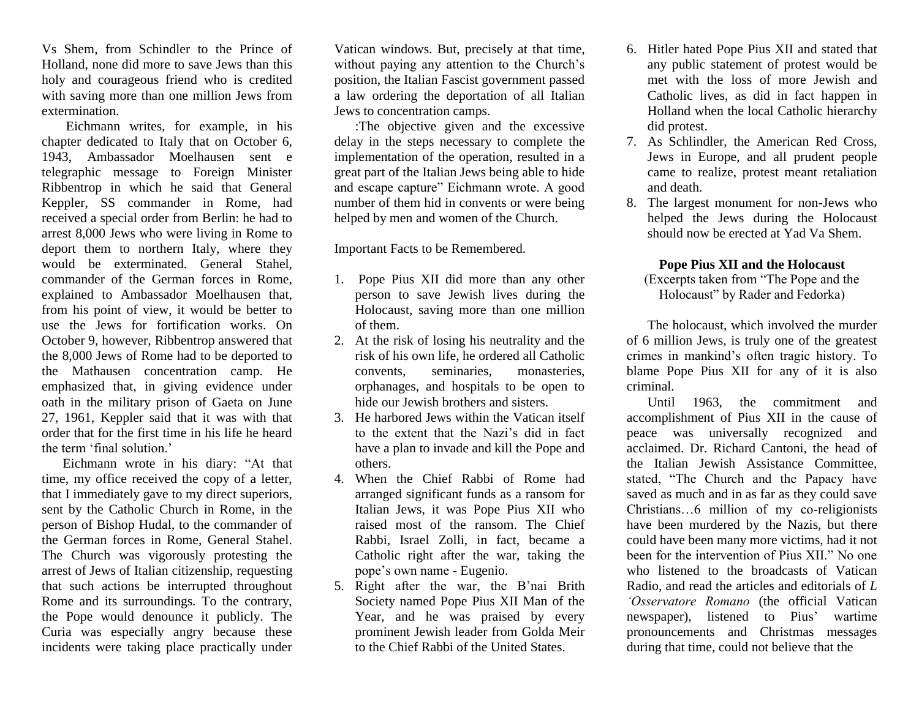Vs Shem, from Schindler to the Prince of Holland, none did more to save Jews than this holy and courageous friend who is credited with saving more than one million Jews from extermination.

Eichmann writes, for example, in his chapter dedicated to Italy that on October 6, 1943, Ambassador Moelhausen sent e telegraphic message to Foreign Minister Ribbentrop in which he said that General Keppler, SS commander in Rome, had received a special order from Berlin: he had to arrest 8,000 Jews who were living in Rome to deport them to northern Italy, where they would be exterminated. General Stahel, commander of the German forces in Rome, explained to Ambassador Moelhausen that, from his point of view, it would be better to use the Jews for fortification works. On October 9, however, Ribbentrop answered that the 8,000 Jews of Rome had to be deported to the Mathausen concentration camp. He emphasized that, in giving evidence under oath in the military prison of Gaeta on June 27, 1961, Keppler said that it was with that order that for the first time in his life he heard the term 'final solution.'

Eichmann wrote in his diary: "At that time, my office received the copy of a letter, that I immediately gave to my direct superiors, sent by the Catholic Church in Rome, in the person of Bishop Hudal, to the commander of the German forces in Rome, General Stahel. The Church was vigorously protesting the arrest of Jews of Italian citizenship, requesting that such actions be interrupted throughout Rome and its surroundings. To the contrary, the Pope would denounce it publicly. The Curia was especially angry because these incidents were taking place practically under Vatican windows. But, precisely at that time, without paying any attention to the Church's position, the Italian Fascist government passed a law ordering the deportation of all Italian Jews to concentration camps.

:The objective given and the excessive delay in the steps necessary to complete the implementation of the operation, resulted in a great part of the Italian Jews being able to hide and escape capture" Eichmann wrote. A good number of them hid in convents or were being helped by men and women of the Church.

Important Facts to be Remembered.

1. Pope Pius XII did more than any other person to save Jewish lives during the Holocaust, saving more than one million of them.
2. At the risk of losing his neutrality and the risk of his own life, he ordered all Catholic convents, seminaries, monasteries, orphanages, and hospitals to be open to hide our Jewish brothers and sisters.
3. He harbored Jews within the Vatican itself to the extent that the Nazi's did in fact have a plan to invade and kill the Pope and others.
4. When the Chief Rabbi of Rome had arranged significant funds as a ransom for Italian Jews, it was Pope Pius XII who raised most of the ransom. The Chief Rabbi, Israel Zolli, in fact, became a Catholic right after the war, taking the pope's own name - Eugenio.
5. Right after the war, the B'nai Brith Society named Pope Pius XII Man of the Year, and he was praised by every prominent Jewish leader from Golda Meir to the Chief Rabbi of the United States.
6. Hitler hated Pope Pius XII and stated that any public statement of protest would be met with the loss of more Jewish and Catholic lives, as did in fact happen in Holland when the local Catholic hierarchy did protest.
7. As Schlindler, the American Red Cross, Jews in Europe, and all prudent people came to realize, protest meant retaliation and death.
8. The largest monument for non-Jews who helped the Jews during the Holocaust should now be erected at Yad Va Shem.

**Pope Pius XII and the Holocaust**

(Excerpts taken from "The Pope and the Holocaust" by Rader and Fedorka)

The holocaust, which involved the murder of 6 million Jews, is truly one of the greatest crimes in mankind's often tragic history. To blame Pope Pius XII for any of it is also criminal.

Until 1963, the commitment and accomplishment of Pius XII in the cause of peace was universally recognized and acclaimed. Dr. Richard Cantoni, the head of the Italian Jewish Assistance Committee, stated, "The Church and the Papacy have saved as much and in as far as they could save Christians…6 million of my co-religionists have been murdered by the Nazis, but there could have been many more victims, had it not been for the intervention of Pius XII." No one who listened to the broadcasts of Vatican Radio, and read the articles and editorials of *L 'Osservatore Romano* (the official Vatican newspaper), listened to Pius' wartime pronouncements and Christmas messages during that time, could not believe that the